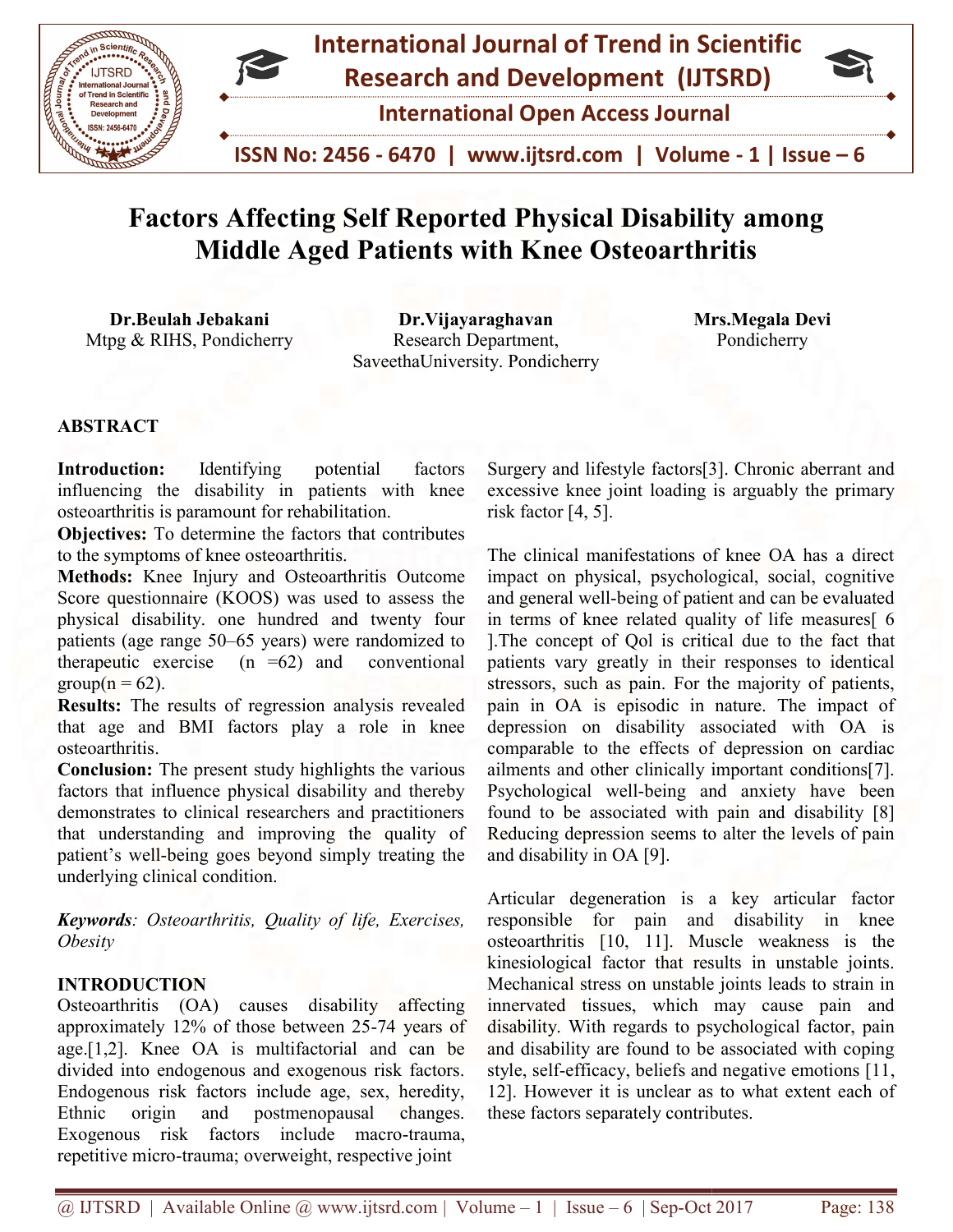# Factors Affecting Self Reported Physical Disability among Middle Aged Patients with Knee Osteoarthritis

**Dr.Beulah Jebakani**
Mtpg & RIHS, Pondicherry

**Dr.Vijayaraghavan**
Research Department,
SaveethaUniversity. Pondicherry

**Mrs.Megala Devi**
Pondicherry

## ABSTRACT

**Introduction:** Identifying potential factors influencing the disability in patients with knee osteoarthritis is paramount for rehabilitation.

**Objectives:** To determine the factors that contributes to the symptoms of knee osteoarthritis.

**Methods:** Knee Injury and Osteoarthritis Outcome Score questionnaire (KOOS) was used to assess the physical disability. one hundred and twenty four patients (age range 50–65 years) were randomized to therapeutic exercise (n =62) and conventional group(n = 62).

**Results:** The results of regression analysis revealed that age and BMI factors play a role in knee osteoarthritis.

**Conclusion:** The present study highlights the various factors that influence physical disability and thereby demonstrates to clinical researchers and practitioners that understanding and improving the quality of patient's well-being goes beyond simply treating the underlying clinical condition.

***Keywords**: Osteoarthritis, Quality of life, Exercises, Obesity*

## INTRODUCTION

Osteoarthritis (OA) causes disability affecting approximately 12% of those between 25-74 years of age.[1,2]. Knee OA is multifactorial and can be divided into endogenous and exogenous risk factors. Endogenous risk factors include age, sex, heredity, Ethnic origin and postmenopausal changes. Exogenous risk factors include macro-trauma, repetitive micro-trauma; overweight, respective joint Surgery and lifestyle factors[3]. Chronic aberrant and excessive knee joint loading is arguably the primary risk factor [4, 5].

The clinical manifestations of knee OA has a direct impact on physical, psychological, social, cognitive and general well-being of patient and can be evaluated in terms of knee related quality of life measures[ 6 ].The concept of Qol is critical due to the fact that patients vary greatly in their responses to identical stressors, such as pain. For the majority of patients, pain in OA is episodic in nature. The impact of depression on disability associated with OA is comparable to the effects of depression on cardiac ailments and other clinically important conditions[7]. Psychological well-being and anxiety have been found to be associated with pain and disability [8] Reducing depression seems to alter the levels of pain and disability in OA [9].

Articular degeneration is a key articular factor responsible for pain and disability in knee osteoarthritis [10, 11]. Muscle weakness is the kinesiological factor that results in unstable joints. Mechanical stress on unstable joints leads to strain in innervated tissues, which may cause pain and disability. With regards to psychological factor, pain and disability are found to be associated with coping style, self-efficacy, beliefs and negative emotions [11, 12]. However it is unclear as to what extent each of these factors separately contributes.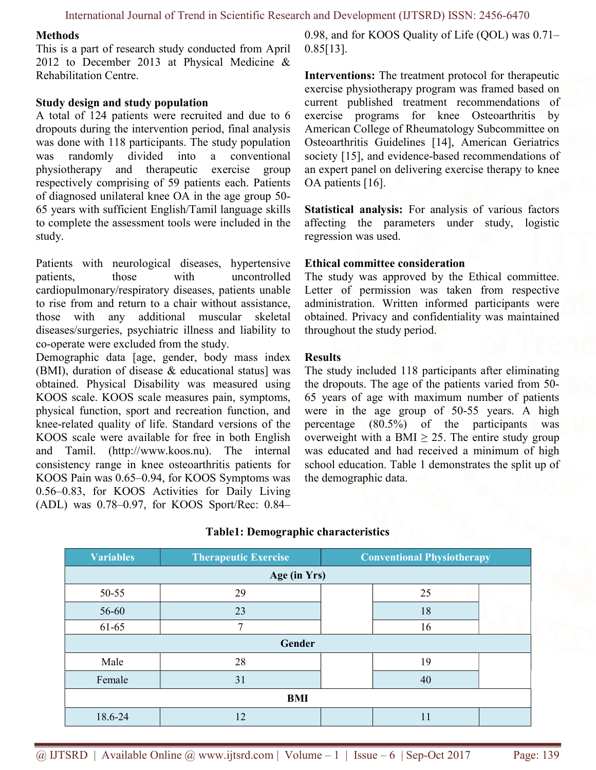## Methods

This is a part of research study conducted from April 2012 to December 2013 at Physical Medicine & Rehabilitation Centre.

### Study design and study population

A total of 124 patients were recruited and due to 6 dropouts during the intervention period, final analysis was done with 118 participants. The study population was randomly divided into a conventional physiotherapy and therapeutic exercise group respectively comprising of 59 patients each. Patients of diagnosed unilateral knee OA in the age group 50-65 years with sufficient English/Tamil language skills to complete the assessment tools were included in the study.

Patients with neurological diseases, hypertensive patients, those with uncontrolled cardiopulmonary/respiratory diseases, patients unable to rise from and return to a chair without assistance, those with any additional muscular skeletal diseases/surgeries, psychiatric illness and liability to co-operate were excluded from the study.

Demographic data [age, gender, body mass index (BMI), duration of disease & educational status] was obtained. Physical Disability was measured using KOOS scale. KOOS scale measures pain, symptoms, physical function, sport and recreation function, and knee-related quality of life. Standard versions of the KOOS scale were available for free in both English and Tamil. (http://www.koos.nu). The internal consistency range in knee osteoarthritis patients for KOOS Pain was 0.65–0.94, for KOOS Symptoms was 0.56–0.83, for KOOS Activities for Daily Living (ADL) was 0.78–0.97, for KOOS Sport/Rec: 0.84–0.98, and for KOOS Quality of Life (QOL) was 0.71–0.85[13].

**Interventions:** The treatment protocol for therapeutic exercise physiotherapy program was framed based on current published treatment recommendations of exercise programs for knee Osteoarthritis by American College of Rheumatology Subcommittee on Osteoarthritis Guidelines [14], American Geriatrics society [15], and evidence-based recommendations of an expert panel on delivering exercise therapy to knee OA patients [16].

**Statistical analysis:** For analysis of various factors affecting the parameters under study, logistic regression was used.

### Ethical committee consideration

The study was approved by the Ethical committee. Letter of permission was taken from respective administration. Written informed participants were obtained. Privacy and confidentiality was maintained throughout the study period.

## Results

The study included 118 participants after eliminating the dropouts. The age of the patients varied from 50-65 years of age with maximum number of patients were in the age group of 50-55 years. A high percentage (80.5%) of the participants was overweight with a BMI ≥ 25. The entire study group was educated and had received a minimum of high school education. Table 1 demonstrates the split up of the demographic data.

**Table1: Demographic characteristics**

| Variables | Therapeutic Exercise | | Conventional Physiotherapy | |
|---|---|---|---|---|
| **Age (in Yrs)** | | | | |
| 50-55 | 29 | | 25 | |
| 56-60 | 23 | | 18 | |
| 61-65 | 7 | | 16 | |
| **Gender** | | | | |
| Male | 28 | | 19 | |
| Female | 31 | | 40 | |
| **BMI** | | | | |
| 18.6-24 | 12 | | 11 | |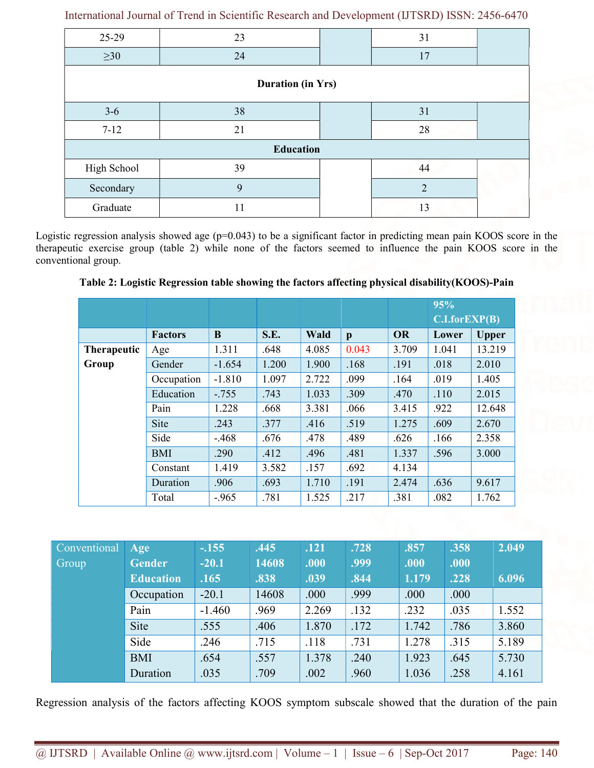| | | | | |
|---|---|---|---|---|
| 25-29 | 23 | | 31 | |
| ≥30 | 24 | | 17 | |
| **Duration (in Yrs)** | | | | |
| 3-6 | 38 | | 31 | |
| 7-12 | 21 | | 28 | |
| **Education** | | | | |
| High School | 39 | | 44 | |
| Secondary | 9 | | 2 | |
| Graduate | 11 | | 13 | |

Logistic regression analysis showed age (p=0.043) to be a significant factor in predicting mean pain KOOS score in the therapeutic exercise group (table 2) while none of the factors seemed to influence the pain KOOS score in the conventional group.

**Table 2: Logistic Regression table showing the factors affecting physical disability(KOOS)-Pain**

| | | | | | | | 95% C.I.forEXP(B) | |
|---|---|---|---|---|---|---|---|---|
| | **Factors** | **B** | **S.E.** | **Wald** | **p** | **OR** | **Lower** | **Upper** |
| **Therapeutic Group** | Age | 1.311 | .648 | 4.085 | 0.043 | 3.709 | 1.041 | 13.219 |
| | Gender | -1.654 | 1.200 | 1.900 | .168 | .191 | .018 | 2.010 |
| | Occupation | -1.810 | 1.097 | 2.722 | .099 | .164 | .019 | 1.405 |
| | Education | -.755 | .743 | 1.033 | .309 | .470 | .110 | 2.015 |
| | Pain | 1.228 | .668 | 3.381 | .066 | 3.415 | .922 | 12.648 |
| | Site | .243 | .377 | .416 | .519 | 1.275 | .609 | 2.670 |
| | Side | -.468 | .676 | .478 | .489 | .626 | .166 | 2.358 |
| | BMI | .290 | .412 | .496 | .481 | 1.337 | .596 | 3.000 |
| | Constant | 1.419 | 3.582 | .157 | .692 | 4.134 | | |
| | Duration | .906 | .693 | 1.710 | .191 | 2.474 | .636 | 9.617 |
| | Total | -.965 | .781 | 1.525 | .217 | .381 | .082 | 1.762 |
| Conventional Group | **Age** | **-.155** | **.445** | **.121** | **.728** | **.857** | **.358** | **2.049** |
| | **Gender** | **-20.1** | **14608** | **.000** | **.999** | **.000** | **.000** | |
| | **Education** | **.165** | **.838** | **.039** | **.844** | **1.179** | **.228** | **6.096** |
| | Occupation | -20.1 | 14608 | .000 | .999 | .000 | .000 | |
| | Pain | -1.460 | .969 | 2.269 | .132 | .232 | .035 | 1.552 |
| | Site | .555 | .406 | 1.870 | .172 | 1.742 | .786 | 3.860 |
| | Side | .246 | .715 | .118 | .731 | 1.278 | .315 | 5.189 |
| | BMI | .654 | .557 | 1.378 | .240 | 1.923 | .645 | 5.730 |
| | Duration | .035 | .709 | .002 | .960 | 1.036 | .258 | 4.161 |

Regression analysis of the factors affecting KOOS symptom subscale showed that the duration of the pain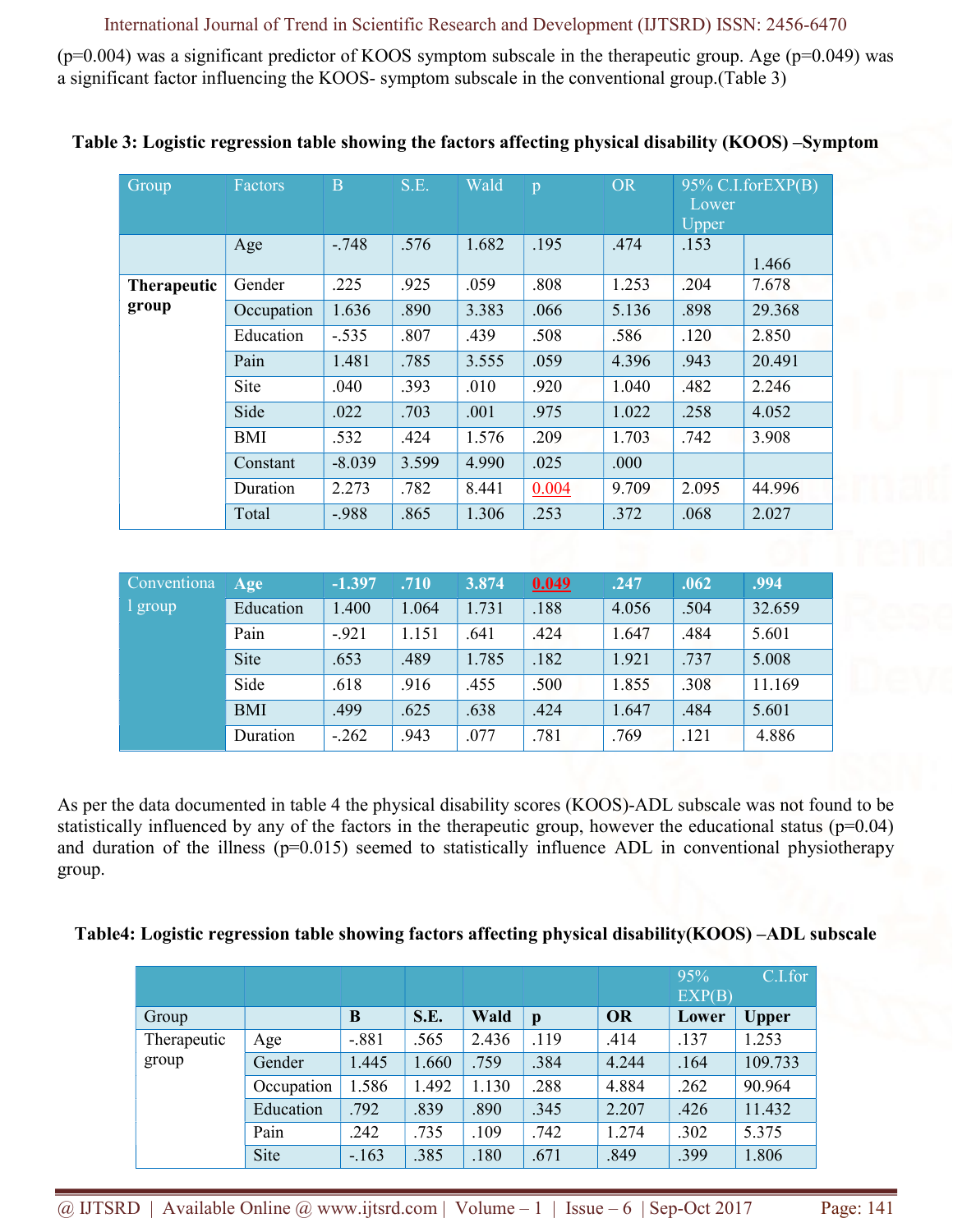(p=0.004) was a significant predictor of KOOS symptom subscale in the therapeutic group. Age (p=0.049) was a significant factor influencing the KOOS- symptom subscale in the conventional group.(Table 3)

**Table 3: Logistic regression table showing the factors affecting physical disability (KOOS) –Symptom**

| Group | Factors | B | S.E. | Wald | p | OR | 95% C.I.forEXP(B) Lower | Upper |
|---|---|---|---|---|---|---|---|---|
| Therapeutic group | Age | -.748 | .576 | 1.682 | .195 | .474 | .153 | 1.466 |
| | Gender | .225 | .925 | .059 | .808 | 1.253 | .204 | 7.678 |
| | Occupation | 1.636 | .890 | 3.383 | .066 | 5.136 | .898 | 29.368 |
| | Education | -.535 | .807 | .439 | .508 | .586 | .120 | 2.850 |
| | Pain | 1.481 | .785 | 3.555 | .059 | 4.396 | .943 | 20.491 |
| | Site | .040 | .393 | .010 | .920 | 1.040 | .482 | 2.246 |
| | Side | .022 | .703 | .001 | .975 | 1.022 | .258 | 4.052 |
| | BMI | .532 | .424 | 1.576 | .209 | 1.703 | .742 | 3.908 |
| | Constant | -8.039 | 3.599 | 4.990 | .025 | .000 | | |
| | Duration | 2.273 | .782 | 8.441 | 0.004 | 9.709 | 2.095 | 44.996 |
| | Total | -.988 | .865 | 1.306 | .253 | .372 | .068 | 2.027 |
| Conventional group | **Age** | **-1.397** | **.710** | **3.874** | **0.049** | **.247** | **.062** | **.994** |
| | Education | 1.400 | 1.064 | 1.731 | .188 | 4.056 | .504 | 32.659 |
| | Pain | -.921 | 1.151 | .641 | .424 | 1.647 | .484 | 5.601 |
| | Site | .653 | .489 | 1.785 | .182 | 1.921 | .737 | 5.008 |
| | Side | .618 | .916 | .455 | .500 | 1.855 | .308 | 11.169 |
| | BMI | .499 | .625 | .638 | .424 | 1.647 | .484 | 5.601 |
| | Duration | -.262 | .943 | .077 | .781 | .769 | .121 | 4.886 |

As per the data documented in table 4 the physical disability scores (KOOS)-ADL subscale was not found to be statistically influenced by any of the factors in the therapeutic group, however the educational status (p=0.04) and duration of the illness (p=0.015) seemed to statistically influence ADL in conventional physiotherapy group.

**Table4: Logistic regression table showing factors affecting physical disability(KOOS) –ADL subscale**

| | | | | | | | 95% C.I.for EXP(B) | |
|---|---|---|---|---|---|---|---|---|
| Group | | **B** | **S.E.** | **Wald** | **p** | **OR** | **Lower** | **Upper** |
| Therapeutic group | Age | -.881 | .565 | 2.436 | .119 | .414 | .137 | 1.253 |
| | Gender | 1.445 | 1.660 | .759 | .384 | 4.244 | .164 | 109.733 |
| | Occupation | 1.586 | 1.492 | 1.130 | .288 | 4.884 | .262 | 90.964 |
| | Education | .792 | .839 | .890 | .345 | 2.207 | .426 | 11.432 |
| | Pain | .242 | .735 | .109 | .742 | 1.274 | .302 | 5.375 |
| | Site | -.163 | .385 | .180 | .671 | .849 | .399 | 1.806 |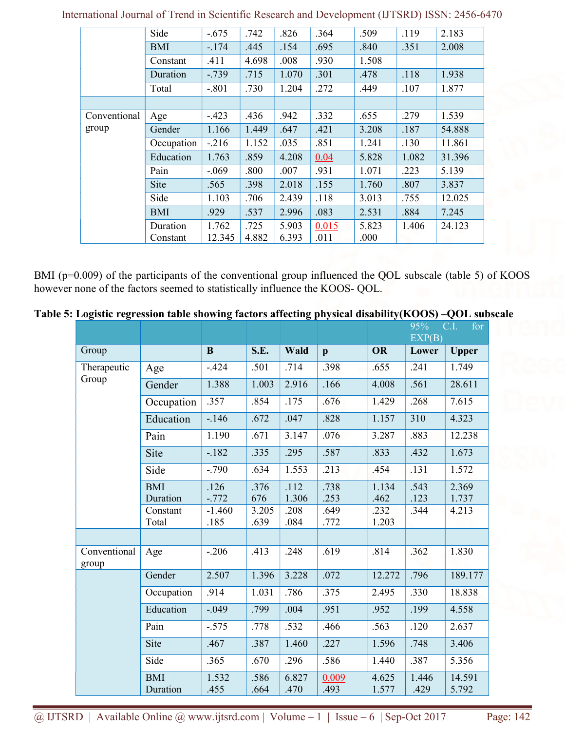| | Side | -.675 | .742 | .826 | .364 | .509 | .119 | 2.183 |
|---|---|---|---|---|---|---|---|---|
| | BMI | -.174 | .445 | .154 | .695 | .840 | .351 | 2.008 |
| | Constant | .411 | 4.698 | .008 | .930 | 1.508 | | |
| | Duration | -.739 | .715 | 1.070 | .301 | .478 | .118 | 1.938 |
| | Total | -.801 | .730 | 1.204 | .272 | .449 | .107 | 1.877 |
| | | | | | | | | |
| Conventional group | Age | -.423 | .436 | .942 | .332 | .655 | .279 | 1.539 |
| | Gender | 1.166 | 1.449 | .647 | .421 | 3.208 | .187 | 54.888 |
| | Occupation | -.216 | 1.152 | .035 | .851 | 1.241 | .130 | 11.861 |
| | Education | 1.763 | .859 | 4.208 | 0.04 | 5.828 | 1.082 | 31.396 |
| | Pain | -.069 | .800 | .007 | .931 | 1.071 | .223 | 5.139 |
| | Site | .565 | .398 | 2.018 | .155 | 1.760 | .807 | 3.837 |
| | Side | 1.103 | .706 | 2.439 | .118 | 3.013 | .755 | 12.025 |
| | BMI | .929 | .537 | 2.996 | .083 | 2.531 | .884 | 7.245 |
| | Duration | 1.762 | .725 | 5.903 | 0.015 | 5.823 | 1.406 | 24.123 |
| | Constant | 12.345 | 4.882 | 6.393 | .011 | .000 | | |

BMI (p=0.009) of the participants of the conventional group influenced the QOL subscale (table 5) of KOOS however none of the factors seemed to statistically influence the KOOS- QOL.

**Table 5: Logistic regression table showing factors affecting physical disability(KOOS) –QOL subscale**

| | | | | | | | 95% C.I. for EXP(B) | |
|---|---|---|---|---|---|---|---|---|
| Group | | B | S.E. | Wald | p | OR | Lower | Upper |
| Therapeutic Group | Age | -.424 | .501 | .714 | .398 | .655 | .241 | 1.749 |
| | Gender | 1.388 | 1.003 | 2.916 | .166 | 4.008 | .561 | 28.611 |
| | Occupation | .357 | .854 | .175 | .676 | 1.429 | .268 | 7.615 |
| | Education | -.146 | .672 | .047 | .828 | 1.157 | 310 | 4.323 |
| | Pain | 1.190 | .671 | 3.147 | .076 | 3.287 | .883 | 12.238 |
| | Site | -.182 | .335 | .295 | .587 | .833 | .432 | 1.673 |
| | Side | -.790 | .634 | 1.553 | .213 | .454 | .131 | 1.572 |
| | BMI | .126 | .376 | .112 | .738 | 1.134 | .543 | 2.369 |
| | Duration | -.772 | 676 | 1.306 | .253 | .462 | .123 | 1.737 |
| | Constant | -1.460 | 3.205 | .208 | .649 | .232 | .344 | 4.213 |
| | Total | .185 | .639 | .084 | .772 | 1.203 | | |
| | | | | | | | | |
| Conventional group | Age | -.206 | .413 | .248 | .619 | .814 | .362 | 1.830 |
| | Gender | 2.507 | 1.396 | 3.228 | .072 | 12.272 | .796 | 189.177 |
| | Occupation | .914 | 1.031 | .786 | .375 | 2.495 | .330 | 18.838 |
| | Education | -.049 | .799 | .004 | .951 | .952 | .199 | 4.558 |
| | Pain | -.575 | .778 | .532 | .466 | .563 | .120 | 2.637 |
| | Site | .467 | .387 | 1.460 | .227 | 1.596 | .748 | 3.406 |
| | Side | .365 | .670 | .296 | .586 | 1.440 | .387 | 5.356 |
| | BMI | 1.532 | .586 | 6.827 | 0.009 | 4.625 | 1.446 | 14.591 |
| | Duration | .455 | .664 | .470 | .493 | 1.577 | .429 | 5.792 |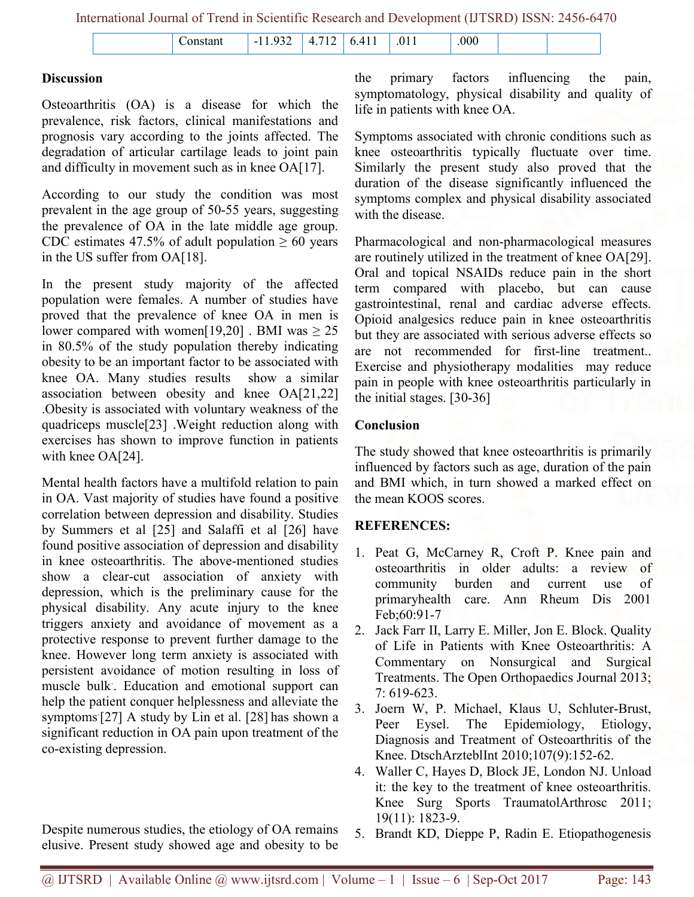| | Constant | -11.932 | 4.712 | 6.411 | .011 | .000 | | |
|---|---|---|---|---|---|---|---|---|

## Discussion

Osteoarthritis (OA) is a disease for which the prevalence, risk factors, clinical manifestations and prognosis vary according to the joints affected. The degradation of articular cartilage leads to joint pain and difficulty in movement such as in knee OA[17].

According to our study the condition was most prevalent in the age group of 50-55 years, suggesting the prevalence of OA in the late middle age group. CDC estimates 47.5% of adult population ≥ 60 years in the US suffer from OA[18].

In the present study majority of the affected population were females. A number of studies have proved that the prevalence of knee OA in men is lower compared with women[19,20] . BMI was ≥ 25 in 80.5% of the study population thereby indicating obesity to be an important factor to be associated with knee OA. Many studies results show a similar association between obesity and knee OA[21,22] .Obesity is associated with voluntary weakness of the quadriceps muscle[23] .Weight reduction along with exercises has shown to improve function in patients with knee OA[24].

Mental health factors have a multifold relation to pain in OA. Vast majority of studies have found a positive correlation between depression and disability. Studies by Summers et al [25] and Salaffi et al [26] have found positive association of depression and disability in knee osteoarthritis. The above-mentioned studies show a clear-cut association of anxiety with depression, which is the preliminary cause for the physical disability. Any acute injury to the knee triggers anxiety and avoidance of movement as a protective response to prevent further damage to the knee. However long term anxiety is associated with persistent avoidance of motion resulting in loss of muscle bulk. Education and emotional support can help the patient conquer helplessness and alleviate the symptoms [27] A study by Lin et al. [28] has shown a significant reduction in OA pain upon treatment of the co-existing depression.

Despite numerous studies, the etiology of OA remains elusive. Present study showed age and obesity to be the primary factors influencing the pain, symptomatology, physical disability and quality of life in patients with knee OA.

Symptoms associated with chronic conditions such as knee osteoarthritis typically fluctuate over time. Similarly the present study also proved that the duration of the disease significantly influenced the symptoms complex and physical disability associated with the disease.

Pharmacological and non-pharmacological measures are routinely utilized in the treatment of knee OA[29]. Oral and topical NSAIDs reduce pain in the short term compared with placebo, but can cause gastrointestinal, renal and cardiac adverse effects. Opioid analgesics reduce pain in knee osteoarthritis but they are associated with serious adverse effects so are not recommended for first-line treatment.. Exercise and physiotherapy modalities may reduce pain in people with knee osteoarthritis particularly in the initial stages. [30-36]

## Conclusion

The study showed that knee osteoarthritis is primarily influenced by factors such as age, duration of the pain and BMI which, in turn showed a marked effect on the mean KOOS scores.

## REFERENCES:

1. Peat G, McCarney R, Croft P. Knee pain and osteoarthritis in older adults: a review of community burden and current use of primaryhealth care. Ann Rheum Dis 2001 Feb;60:91-7
2. Jack Farr II, Larry E. Miller, Jon E. Block. Quality of Life in Patients with Knee Osteoarthritis: A Commentary on Nonsurgical and Surgical Treatments. The Open Orthopaedics Journal 2013; 7: 619-623.
3. Joern W, P. Michael, Klaus U, Schluter-Brust, Peer Eysel. The Epidemiology, Etiology, Diagnosis and Treatment of Osteoarthritis of the Knee. DtschArzteblInt 2010;107(9):152-62.
4. Waller C, Hayes D, Block JE, London NJ. Unload it: the key to the treatment of knee osteoarthritis. Knee Surg Sports TraumatolArthrosc 2011; 19(11): 1823-9.
5. Brandt KD, Dieppe P, Radin E. Etiopathogenesis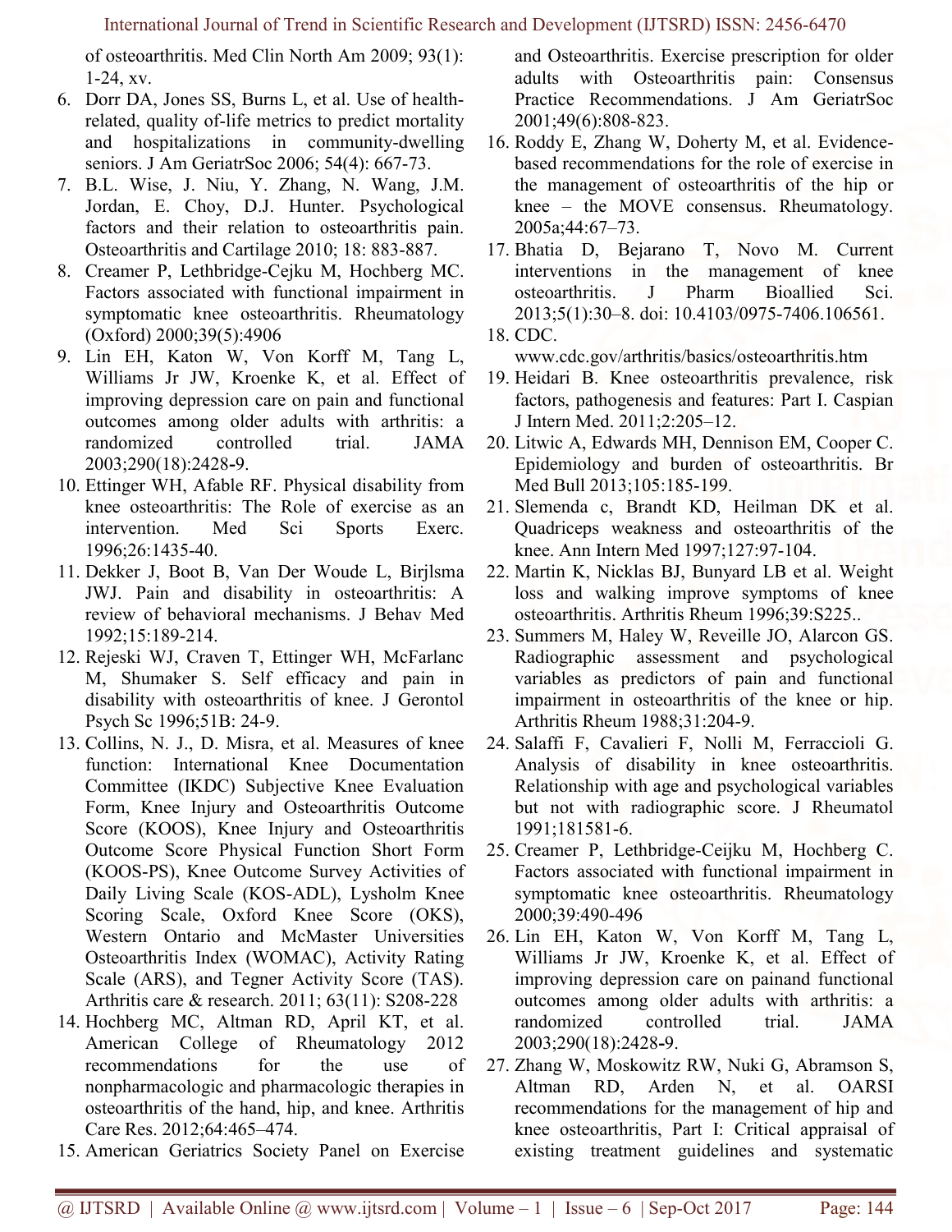of osteoarthritis. Med Clin North Am 2009; 93(1): 1-24, xv.

6. Dorr DA, Jones SS, Burns L, et al. Use of health-related, quality of-life metrics to predict mortality and hospitalizations in community-dwelling seniors. J Am GeriatrSoc 2006; 54(4): 667-73.
7. B.L. Wise, J. Niu, Y. Zhang, N. Wang, J.M. Jordan, E. Choy, D.J. Hunter. Psychological factors and their relation to osteoarthritis pain. Osteoarthritis and Cartilage 2010; 18: 883-887.
8. Creamer P, Lethbridge-Cejku M, Hochberg MC. Factors associated with functional impairment in symptomatic knee osteoarthritis. Rheumatology (Oxford) 2000;39(5):4906
9. Lin EH, Katon W, Von Korff M, Tang L, Williams Jr JW, Kroenke K, et al. Effect of improving depression care on pain and functional outcomes among older adults with arthritis: a randomized controlled trial. JAMA 2003;290(18):2428-9.
10. Ettinger WH, Afable RF. Physical disability from knee osteoarthritis: The Role of exercise as an intervention. Med Sci Sports Exerc. 1996;26:1435-40.
11. Dekker J, Boot B, Van Der Woude L, Birjlsma JWJ. Pain and disability in osteoarthritis: A review of behavioral mechanisms. J Behav Med 1992;15:189-214.
12. Rejeski WJ, Craven T, Ettinger WH, McFarlanc M, Shumaker S. Self efficacy and pain in disability with osteoarthritis of knee. J Gerontol Psych Sc 1996;51B: 24-9.
13. Collins, N. J., D. Misra, et al. Measures of knee function: International Knee Documentation Committee (IKDC) Subjective Knee Evaluation Form, Knee Injury and Osteoarthritis Outcome Score (KOOS), Knee Injury and Osteoarthritis Outcome Score Physical Function Short Form (KOOS-PS), Knee Outcome Survey Activities of Daily Living Scale (KOS-ADL), Lysholm Knee Scoring Scale, Oxford Knee Score (OKS), Western Ontario and McMaster Universities Osteoarthritis Index (WOMAC), Activity Rating Scale (ARS), and Tegner Activity Score (TAS). Arthritis care & research. 2011; 63(11): S208-228
14. Hochberg MC, Altman RD, April KT, et al. American College of Rheumatology 2012 recommendations for the use of nonpharmacologic and pharmacologic therapies in osteoarthritis of the hand, hip, and knee. Arthritis Care Res. 2012;64:465–474.
15. American Geriatrics Society Panel on Exercise and Osteoarthritis. Exercise prescription for older adults with Osteoarthritis pain: Consensus Practice Recommendations. J Am GeriatrSoc 2001;49(6):808-823.
16. Roddy E, Zhang W, Doherty M, et al. Evidence-based recommendations for the role of exercise in the management of osteoarthritis of the hip or knee – the MOVE consensus. Rheumatology. 2005a;44:67–73.
17. Bhatia D, Bejarano T, Novo M. Current interventions in the management of knee osteoarthritis. J Pharm Bioallied Sci. 2013;5(1):30–8. doi: 10.4103/0975-7406.106561.
18. CDC. www.cdc.gov/arthritis/basics/osteoarthritis.htm
19. Heidari B. Knee osteoarthritis prevalence, risk factors, pathogenesis and features: Part I. Caspian J Intern Med. 2011;2:205–12.
20. Litwic A, Edwards MH, Dennison EM, Cooper C. Epidemiology and burden of osteoarthritis. Br Med Bull 2013;105:185-199.
21. Slemenda c, Brandt KD, Heilman DK et al. Quadriceps weakness and osteoarthritis of the knee. Ann Intern Med 1997;127:97-104.
22. Martin K, Nicklas BJ, Bunyard LB et al. Weight loss and walking improve symptoms of knee osteoarthritis. Arthritis Rheum 1996;39:S225..
23. Summers M, Haley W, Reveille JO, Alarcon GS. Radiographic assessment and psychological variables as predictors of pain and functional impairment in osteoarthritis of the knee or hip. Arthritis Rheum 1988;31:204-9.
24. Salaffi F, Cavalieri F, Nolli M, Ferraccioli G. Analysis of disability in knee osteoarthritis. Relationship with age and psychological variables but not with radiographic score. J Rheumatol 1991;181581-6.
25. Creamer P, Lethbridge-Ceijku M, Hochberg C. Factors associated with functional impairment in symptomatic knee osteoarthritis. Rheumatology 2000;39:490-496
26. Lin EH, Katon W, Von Korff M, Tang L, Williams Jr JW, Kroenke K, et al. Effect of improving depression care on painand functional outcomes among older adults with arthritis: a randomized controlled trial. JAMA 2003;290(18):2428-9.
27. Zhang W, Moskowitz RW, Nuki G, Abramson S, Altman RD, Arden N, et al. OARSI recommendations for the management of hip and knee osteoarthritis, Part I: Critical appraisal of existing treatment guidelines and systematic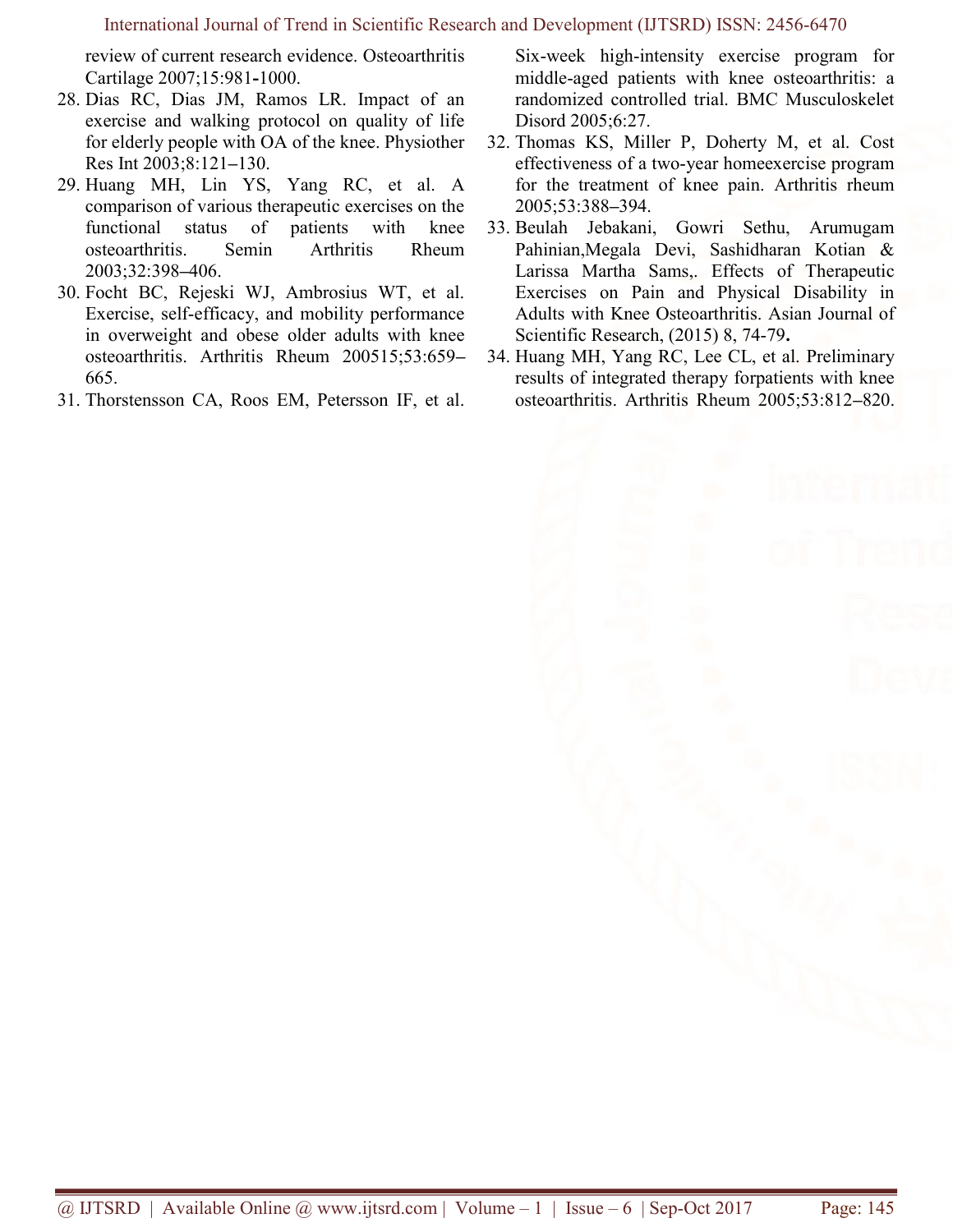review of current research evidence. Osteoarthritis Cartilage 2007;15:981-1000.

28. Dias RC, Dias JM, Ramos LR. Impact of an exercise and walking protocol on quality of life for elderly people with OA of the knee. Physiother Res Int 2003;8:121–130.
29. Huang MH, Lin YS, Yang RC, et al. A comparison of various therapeutic exercises on the functional status of patients with knee osteoarthritis. Semin Arthritis Rheum 2003;32:398–406.
30. Focht BC, Rejeski WJ, Ambrosius WT, et al. Exercise, self-efficacy, and mobility performance in overweight and obese older adults with knee osteoarthritis. Arthritis Rheum 200515;53:659–665.
31. Thorstensson CA, Roos EM, Petersson IF, et al. Six-week high-intensity exercise program for middle-aged patients with knee osteoarthritis: a randomized controlled trial. BMC Musculoskelet Disord 2005;6:27.
32. Thomas KS, Miller P, Doherty M, et al. Cost effectiveness of a two-year homeexercise program for the treatment of knee pain. Arthritis rheum 2005;53:388–394.
33. Beulah Jebakani, Gowri Sethu, Arumugam Pahinian,Megala Devi, Sashidharan Kotian & Larissa Martha Sams,. Effects of Therapeutic Exercises on Pain and Physical Disability in Adults with Knee Osteoarthritis. Asian Journal of Scientific Research, (2015) 8, 74-79**.**
34. Huang MH, Yang RC, Lee CL, et al. Preliminary results of integrated therapy forpatients with knee osteoarthritis. Arthritis Rheum 2005;53:812–820.